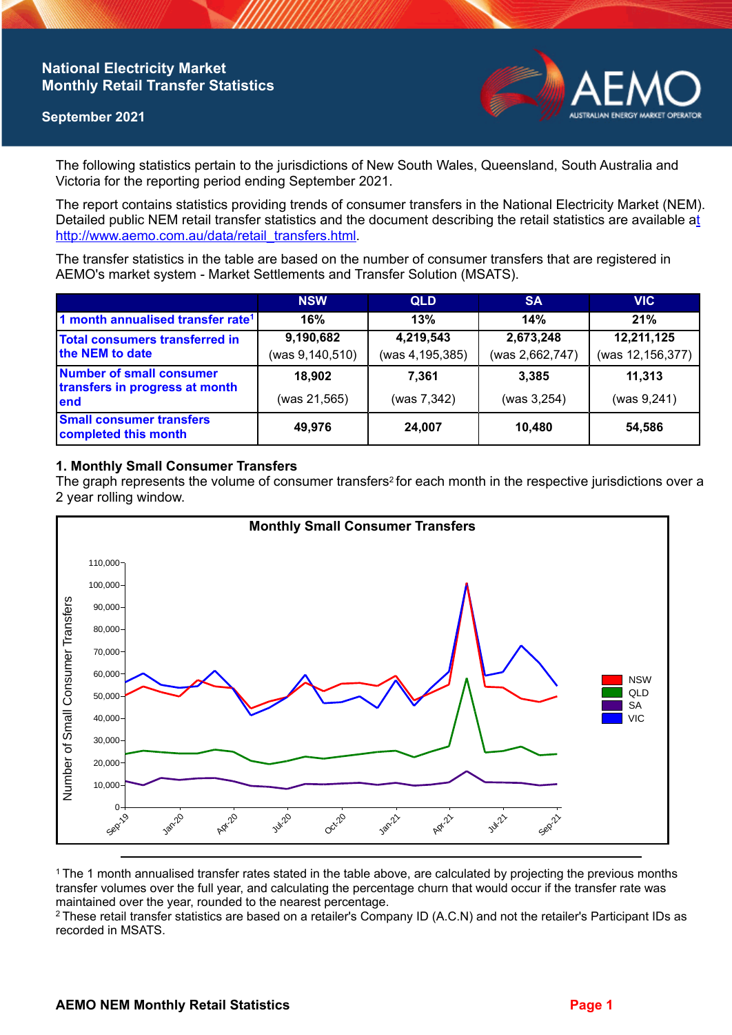# National Electricity Market Monthly Retail Transfer Statistics

**September 2021**

The following statistics pertain to the jurisdictions of New South Wales, Queensland, South Australia and Victoria for the reporting period ending September 2021.

The report contains statistics providing trends of consumer transfers in the National Electricity Market (NEM). Detailed public NEM retail transfer statistics and the document describing the retail statistics are available at http://www.aemo.com.au/data/retail_transfers.html.

The transfer statistics in the table are based on the number of consumer transfers that are registered in AEMO's market system - Market Settlements and Transfer Solution (MSATS).

| | NSW | QLD | SA | VIC |
|---|---|---|---|---|
| 1 month annualised transfer rate[1] | 16% | 13% | 14% | 21% |
| Total consumers transferred in the NEM to date | 9,190,682 (was 9,140,510) | 4,219,543 (was 4,195,385) | 2,673,248 (was 2,662,747) | 12,211,125 (was 12,156,377) |
| Number of small consumer transfers in progress at month end | 18,902 (was 21,565) | 7,361 (was 7,342) | 3,385 (was 3,254) | 11,313 (was 9,241) |
| Small consumer transfers completed this month | 49,976 | 24,007 | 10,480 | 54,586 |

## 1. Monthly Small Consumer Transfers

The graph represents the volume of consumer transfers[2] for each month in the respective jurisdictions over a 2 year rolling window.

[1] The 1 month annualised transfer rates stated in the table above, are calculated by projecting the previous months transfer volumes over the full year, and calculating the percentage churn that would occur if the transfer rate was maintained over the year, rounded to the nearest percentage.

[2] These retail transfer statistics are based on a retailer's Company ID (A.C.N) and not the retailer's Participant IDs as recorded in MSATS.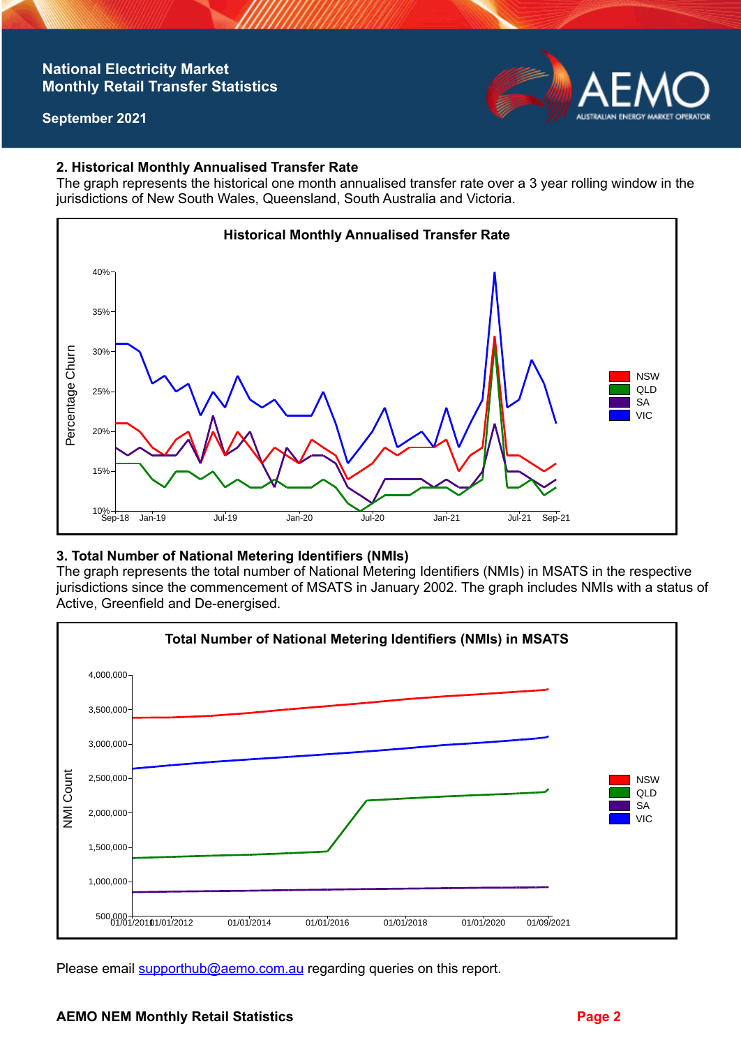National Electricity Market
Monthly Retail Transfer Statistics

September 2021

## 2. Historical Monthly Annualised Transfer Rate

The graph represents the historical one month annualised transfer rate over a 3 year rolling window in the jurisdictions of New South Wales, Queensland, South Australia and Victoria.

Historical Monthly Annualised Transfer Rate

Percentage Churn

40%
35%
30%
25%
20%
15%
10%

Sep-18 Jan-19 Jul-19 Jan-20 Jul-20 Jan-21 Jul-21 Sep-21

NSW
QLD
SA
VIC

## 3. Total Number of National Metering Identifiers (NMIs)

The graph represents the total number of National Metering Identifiers (NMIs) in MSATS in the respective jurisdictions since the commencement of MSATS in January 2002. The graph includes NMIs with a status of Active, Greenfield and De-energised.

Total Number of National Metering Identifiers (NMIs) in MSATS

NMI Count

4,000,000
3,500,000
3,000,000
2,500,000
2,000,000
1,500,000
1,000,000
500,000

01/01/2010 01/01/2012 01/01/2014 01/01/2016 01/01/2018 01/01/2020 01/09/2021

NSW
QLD
SA
VIC

Please email [supporthub@aemo.com.au](mailto:supporthub@aemo.com.au) regarding queries on this report.